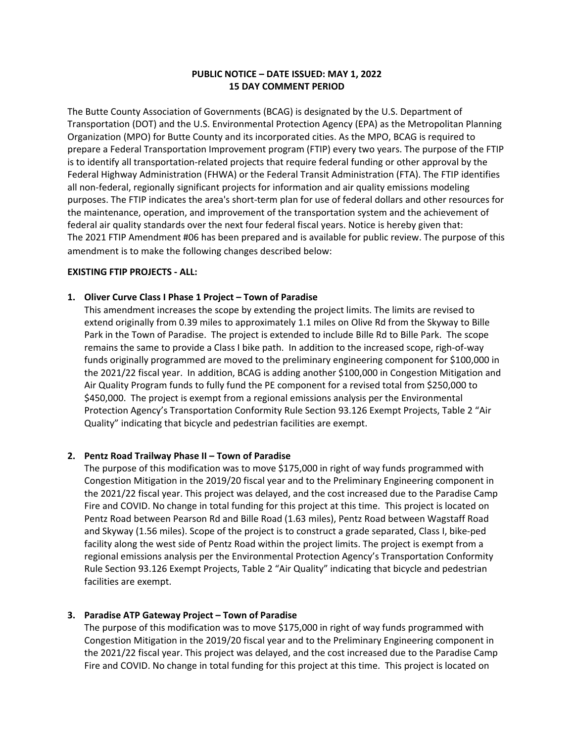**PUBLIC NOTICE – DATE ISSUED: MAY 1, 2022**
**15 DAY COMMENT PERIOD**

The Butte County Association of Governments (BCAG) is designated by the U.S. Department of Transportation (DOT) and the U.S. Environmental Protection Agency (EPA) as the Metropolitan Planning Organization (MPO) for Butte County and its incorporated cities. As the MPO, BCAG is required to prepare a Federal Transportation Improvement program (FTIP) every two years. The purpose of the FTIP is to identify all transportation-related projects that require federal funding or other approval by the Federal Highway Administration (FHWA) or the Federal Transit Administration (FTA). The FTIP identifies all non-federal, regionally significant projects for information and air quality emissions modeling purposes. The FTIP indicates the area's short-term plan for use of federal dollars and other resources for the maintenance, operation, and improvement of the transportation system and the achievement of federal air quality standards over the next four federal fiscal years. Notice is hereby given that: The 2021 FTIP Amendment #06 has been prepared and is available for public review. The purpose of this amendment is to make the following changes described below:

**EXISTING FTIP PROJECTS - ALL:**

1. **Oliver Curve Class I Phase 1 Project – Town of Paradise**
   This amendment increases the scope by extending the project limits. The limits are revised to extend originally from 0.39 miles to approximately 1.1 miles on Olive Rd from the Skyway to Bille Park in the Town of Paradise. The project is extended to include Bille Rd to Bille Park. The scope remains the same to provide a Class I bike path. In addition to the increased scope, righ-of-way funds originally programmed are moved to the preliminary engineering component for $100,000 in the 2021/22 fiscal year. In addition, BCAG is adding another $100,000 in Congestion Mitigation and Air Quality Program funds to fully fund the PE component for a revised total from $250,000 to $450,000. The project is exempt from a regional emissions analysis per the Environmental Protection Agency's Transportation Conformity Rule Section 93.126 Exempt Projects, Table 2 "Air Quality" indicating that bicycle and pedestrian facilities are exempt.

2. **Pentz Road Trailway Phase II – Town of Paradise**
   The purpose of this modification was to move $175,000 in right of way funds programmed with Congestion Mitigation in the 2019/20 fiscal year and to the Preliminary Engineering component in the 2021/22 fiscal year. This project was delayed, and the cost increased due to the Paradise Camp Fire and COVID. No change in total funding for this project at this time. This project is located on Pentz Road between Pearson Rd and Bille Road (1.63 miles), Pentz Road between Wagstaff Road and Skyway (1.56 miles). Scope of the project is to construct a grade separated, Class I, bike-ped facility along the west side of Pentz Road within the project limits. The project is exempt from a regional emissions analysis per the Environmental Protection Agency's Transportation Conformity Rule Section 93.126 Exempt Projects, Table 2 "Air Quality" indicating that bicycle and pedestrian facilities are exempt.

3. **Paradise ATP Gateway Project – Town of Paradise**
   The purpose of this modification was to move $175,000 in right of way funds programmed with Congestion Mitigation in the 2019/20 fiscal year and to the Preliminary Engineering component in the 2021/22 fiscal year. This project was delayed, and the cost increased due to the Paradise Camp Fire and COVID. No change in total funding for this project at this time. This project is located on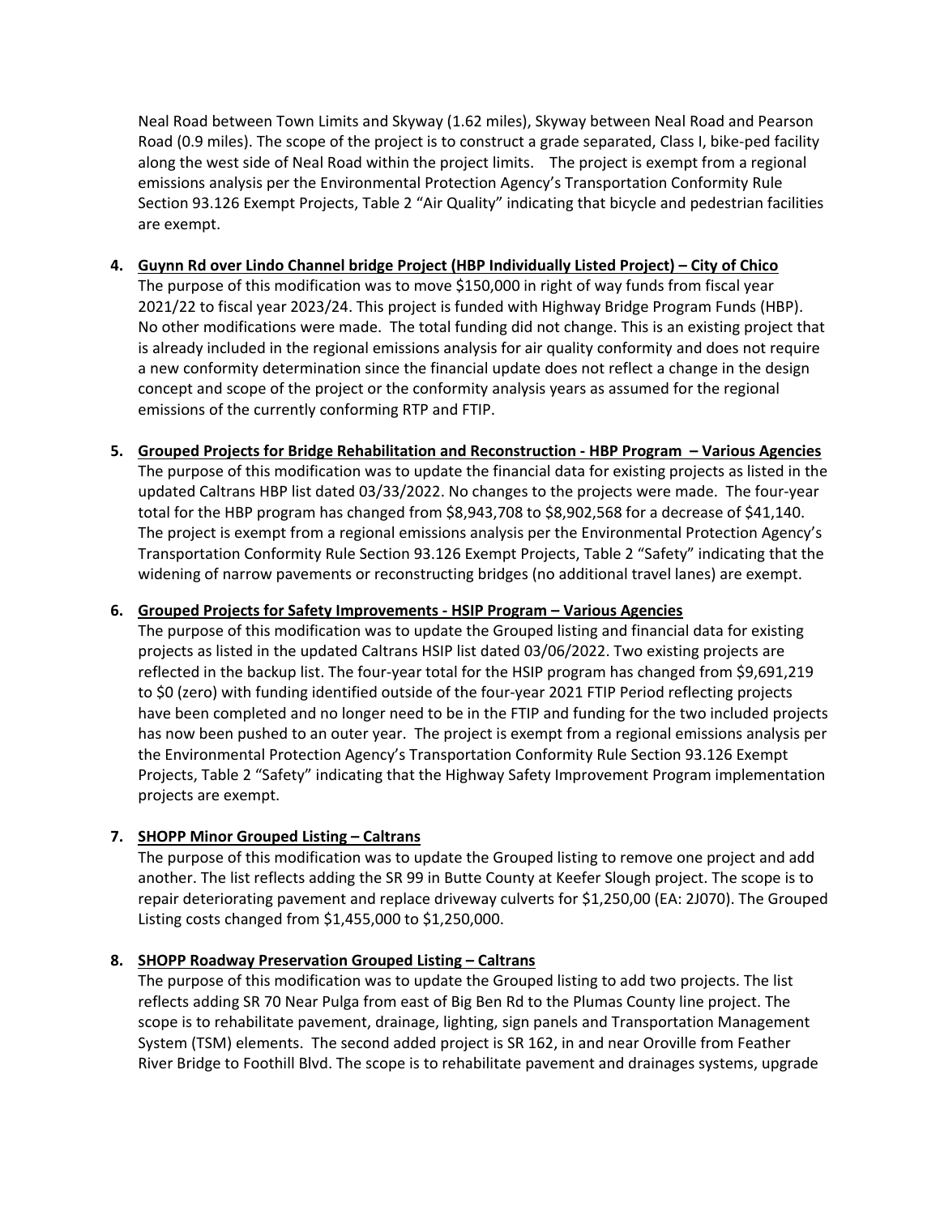Neal Road between Town Limits and Skyway (1.62 miles), Skyway between Neal Road and Pearson Road (0.9 miles). The scope of the project is to construct a grade separated, Class I, bike-ped facility along the west side of Neal Road within the project limits. The project is exempt from a regional emissions analysis per the Environmental Protection Agency's Transportation Conformity Rule Section 93.126 Exempt Projects, Table 2 "Air Quality" indicating that bicycle and pedestrian facilities are exempt.

4. **<u>Guynn Rd over Lindo Channel bridge Project (HBP Individually Listed Project) – City of Chico</u>**
   The purpose of this modification was to move $150,000 in right of way funds from fiscal year 2021/22 to fiscal year 2023/24. This project is funded with Highway Bridge Program Funds (HBP). No other modifications were made. The total funding did not change. This is an existing project that is already included in the regional emissions analysis for air quality conformity and does not require a new conformity determination since the financial update does not reflect a change in the design concept and scope of the project or the conformity analysis years as assumed for the regional emissions of the currently conforming RTP and FTIP.

5. **<u>Grouped Projects for Bridge Rehabilitation and Reconstruction - HBP Program – Various Agencies</u>**
   The purpose of this modification was to update the financial data for existing projects as listed in the updated Caltrans HBP list dated 03/33/2022. No changes to the projects were made. The four-year total for the HBP program has changed from $8,943,708 to $8,902,568 for a decrease of $41,140. The project is exempt from a regional emissions analysis per the Environmental Protection Agency's Transportation Conformity Rule Section 93.126 Exempt Projects, Table 2 "Safety" indicating that the widening of narrow pavements or reconstructing bridges (no additional travel lanes) are exempt.

6. **<u>Grouped Projects for Safety Improvements - HSIP Program – Various Agencies</u>**
   The purpose of this modification was to update the Grouped listing and financial data for existing projects as listed in the updated Caltrans HSIP list dated 03/06/2022. Two existing projects are reflected in the backup list. The four-year total for the HSIP program has changed from $9,691,219 to $0 (zero) with funding identified outside of the four-year 2021 FTIP Period reflecting projects have been completed and no longer need to be in the FTIP and funding for the two included projects has now been pushed to an outer year. The project is exempt from a regional emissions analysis per the Environmental Protection Agency's Transportation Conformity Rule Section 93.126 Exempt Projects, Table 2 "Safety" indicating that the Highway Safety Improvement Program implementation projects are exempt.

7. **<u>SHOPP Minor Grouped Listing – Caltrans</u>**
   The purpose of this modification was to update the Grouped listing to remove one project and add another. The list reflects adding the SR 99 in Butte County at Keefer Slough project. The scope is to repair deteriorating pavement and replace driveway culverts for $1,250,00 (EA: 2J070). The Grouped Listing costs changed from $1,455,000 to $1,250,000.

8. **<u>SHOPP Roadway Preservation Grouped Listing – Caltrans</u>**
   The purpose of this modification was to update the Grouped listing to add two projects. The list reflects adding SR 70 Near Pulga from east of Big Ben Rd to the Plumas County line project. The scope is to rehabilitate pavement, drainage, lighting, sign panels and Transportation Management System (TSM) elements. The second added project is SR 162, in and near Oroville from Feather River Bridge to Foothill Blvd. The scope is to rehabilitate pavement and drainages systems, upgrade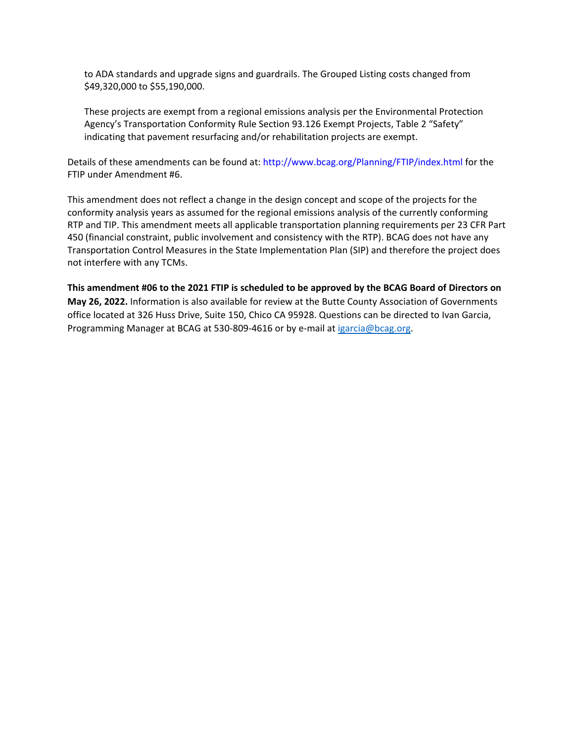to ADA standards and upgrade signs and guardrails. The Grouped Listing costs changed from $49,320,000 to $55,190,000.

These projects are exempt from a regional emissions analysis per the Environmental Protection Agency's Transportation Conformity Rule Section 93.126 Exempt Projects, Table 2 "Safety" indicating that pavement resurfacing and/or rehabilitation projects are exempt.

Details of these amendments can be found at: http://www.bcag.org/Planning/FTIP/index.html for the FTIP under Amendment #6.

This amendment does not reflect a change in the design concept and scope of the projects for the conformity analysis years as assumed for the regional emissions analysis of the currently conforming RTP and TIP. This amendment meets all applicable transportation planning requirements per 23 CFR Part 450 (financial constraint, public involvement and consistency with the RTP). BCAG does not have any Transportation Control Measures in the State Implementation Plan (SIP) and therefore the project does not interfere with any TCMs.

**This amendment #06 to the 2021 FTIP is scheduled to be approved by the BCAG Board of Directors on May 26, 2022.** Information is also available for review at the Butte County Association of Governments office located at 326 Huss Drive, Suite 150, Chico CA 95928. Questions can be directed to Ivan Garcia, Programming Manager at BCAG at 530-809-4616 or by e-mail at igarcia@bcag.org.